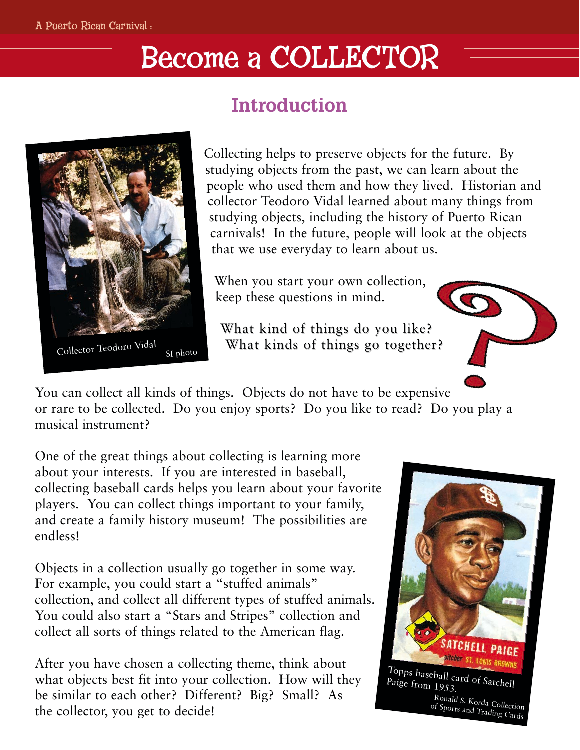A Puerto Rican Carnival :

# Become a COLLECTOR

## Introduction

Collector Teodoro Vidal SI photo

Collecting helps to preserve objects for the future. By studying objects from the past, we can learn about the people who used them and how they lived. Historian and collector Teodoro Vidal learned about many things from studying objects, including the history of Puerto Rican carnivals! In the future, people will look at the objects that we use everyday to learn about us.

When you start your own collection, keep these questions in mind.

What kind of things do you like?
What kinds of things go together?

You can collect all kinds of things. Objects do not have to be expensive or rare to be collected. Do you enjoy sports? Do you like to read? Do you play a musical instrument?

One of the great things about collecting is learning more about your interests. If you are interested in baseball, collecting baseball cards helps you learn about your favorite players. You can collect things important to your family, and create a family history museum! The possibilities are endless!

Objects in a collection usually go together in some way. For example, you could start a "stuffed animals" collection, and collect all different types of stuffed animals. You could also start a "Stars and Stripes" collection and collect all sorts of things related to the American flag.

After you have chosen a collecting theme, think about what objects best fit into your collection. How will they be similar to each other? Different? Big? Small? As the collector, you get to decide!

Topps baseball card of Satchell Paige from 1953.
Ronald S. Korda Collection of Sports and Trading Cards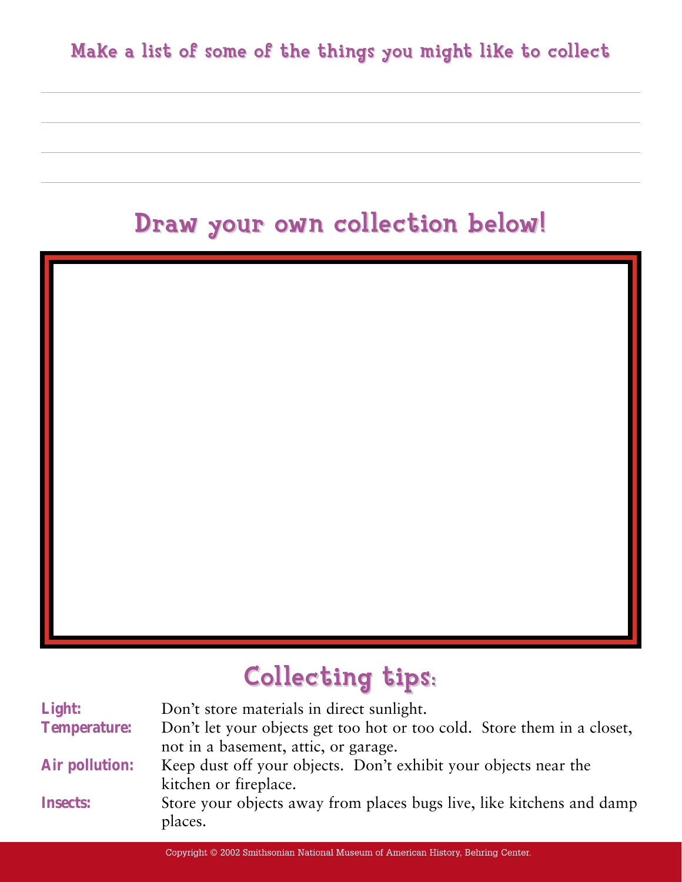## Make a list of some of the things you might like to collect

## Draw your own collection below!

## Collecting tips:

**Light:** Don't store materials in direct sunlight.

**Temperature:** Don't let your objects get too hot or too cold. Store them in a closet, not in a basement, attic, or garage.

**Air pollution:** Keep dust off your objects. Don't exhibit your objects near the kitchen or fireplace.

**Insects:** Store your objects away from places bugs live, like kitchens and damp places.

Copyright © 2002 Smithsonian National Museum of American History, Behring Center.